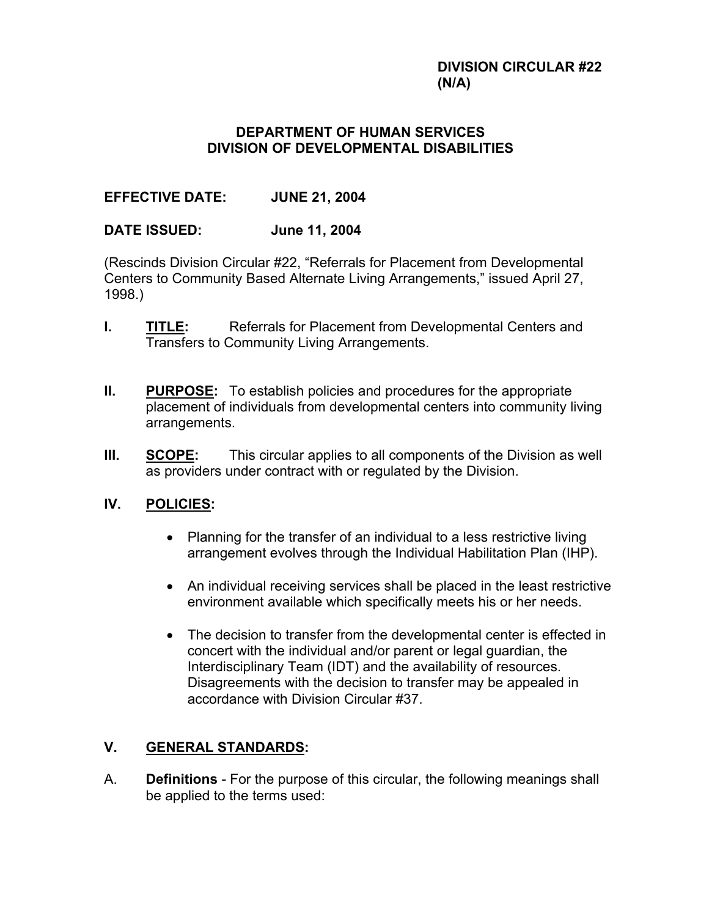**DIVISION CIRCULAR #22**
**(N/A)**

**DEPARTMENT OF HUMAN SERVICES**
**DIVISION OF DEVELOPMENTAL DISABILITIES**

**EFFECTIVE DATE: JUNE 21, 2004**

**DATE ISSUED: June 11, 2004**

(Rescinds Division Circular #22, "Referrals for Placement from Developmental Centers to Community Based Alternate Living Arrangements," issued April 27, 1998.)

**I. <u>TITLE</u>:** Referrals for Placement from Developmental Centers and Transfers to Community Living Arrangements.

**II. <u>PURPOSE</u>:** To establish policies and procedures for the appropriate placement of individuals from developmental centers into community living arrangements.

**III. <u>SCOPE</u>:** This circular applies to all components of the Division as well as providers under contract with or regulated by the Division.

**IV. <u>POLICIES</u>:**

- Planning for the transfer of an individual to a less restrictive living arrangement evolves through the Individual Habilitation Plan (IHP).
- An individual receiving services shall be placed in the least restrictive environment available which specifically meets his or her needs.
- The decision to transfer from the developmental center is effected in concert with the individual and/or parent or legal guardian, the Interdisciplinary Team (IDT) and the availability of resources. Disagreements with the decision to transfer may be appealed in accordance with Division Circular #37.

**V. <u>GENERAL STANDARDS</u>:**

A. **Definitions** - For the purpose of this circular, the following meanings shall be applied to the terms used: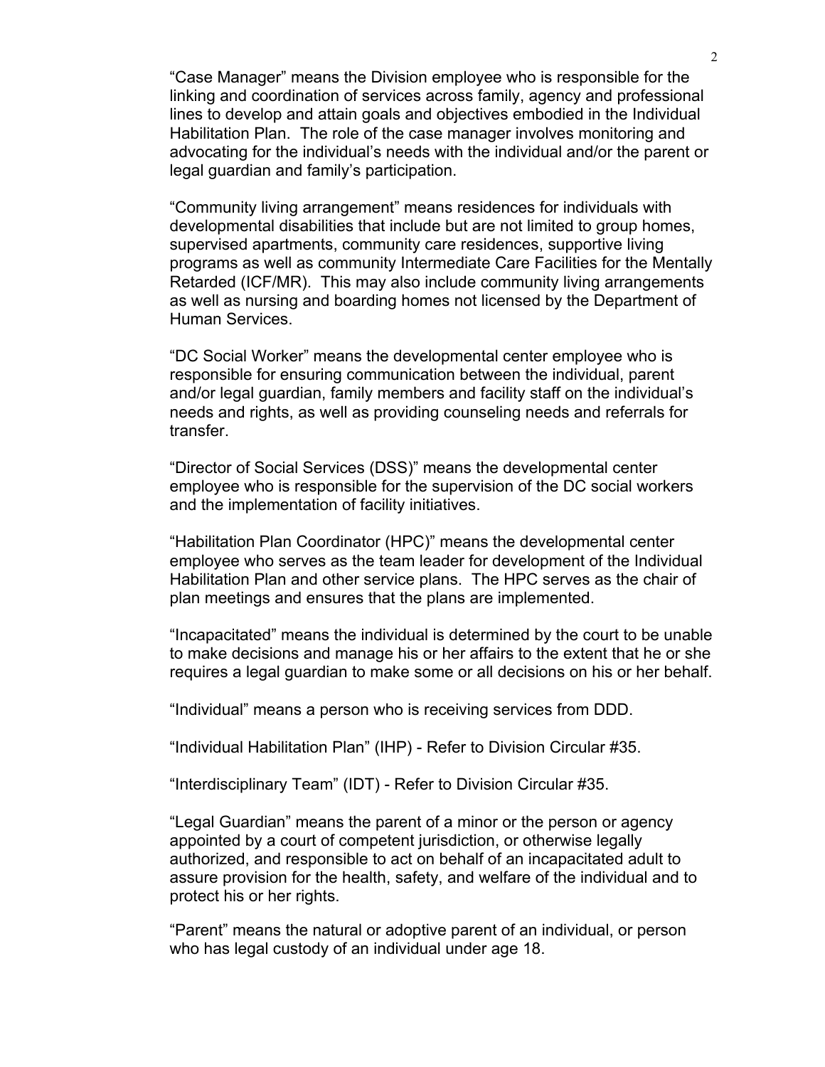“Case Manager” means the Division employee who is responsible for the linking and coordination of services across family, agency and professional lines to develop and attain goals and objectives embodied in the Individual Habilitation Plan. The role of the case manager involves monitoring and advocating for the individual’s needs with the individual and/or the parent or legal guardian and family’s participation.

“Community living arrangement” means residences for individuals with developmental disabilities that include but are not limited to group homes, supervised apartments, community care residences, supportive living programs as well as community Intermediate Care Facilities for the Mentally Retarded (ICF/MR). This may also include community living arrangements as well as nursing and boarding homes not licensed by the Department of Human Services.

“DC Social Worker” means the developmental center employee who is responsible for ensuring communication between the individual, parent and/or legal guardian, family members and facility staff on the individual’s needs and rights, as well as providing counseling needs and referrals for transfer.

“Director of Social Services (DSS)” means the developmental center employee who is responsible for the supervision of the DC social workers and the implementation of facility initiatives.

“Habilitation Plan Coordinator (HPC)” means the developmental center employee who serves as the team leader for development of the Individual Habilitation Plan and other service plans. The HPC serves as the chair of plan meetings and ensures that the plans are implemented.

“Incapacitated” means the individual is determined by the court to be unable to make decisions and manage his or her affairs to the extent that he or she requires a legal guardian to make some or all decisions on his or her behalf.

“Individual” means a person who is receiving services from DDD.

“Individual Habilitation Plan” (IHP) - Refer to Division Circular #35.

“Interdisciplinary Team” (IDT) - Refer to Division Circular #35.

“Legal Guardian” means the parent of a minor or the person or agency appointed by a court of competent jurisdiction, or otherwise legally authorized, and responsible to act on behalf of an incapacitated adult to assure provision for the health, safety, and welfare of the individual and to protect his or her rights.

“Parent” means the natural or adoptive parent of an individual, or person who has legal custody of an individual under age 18.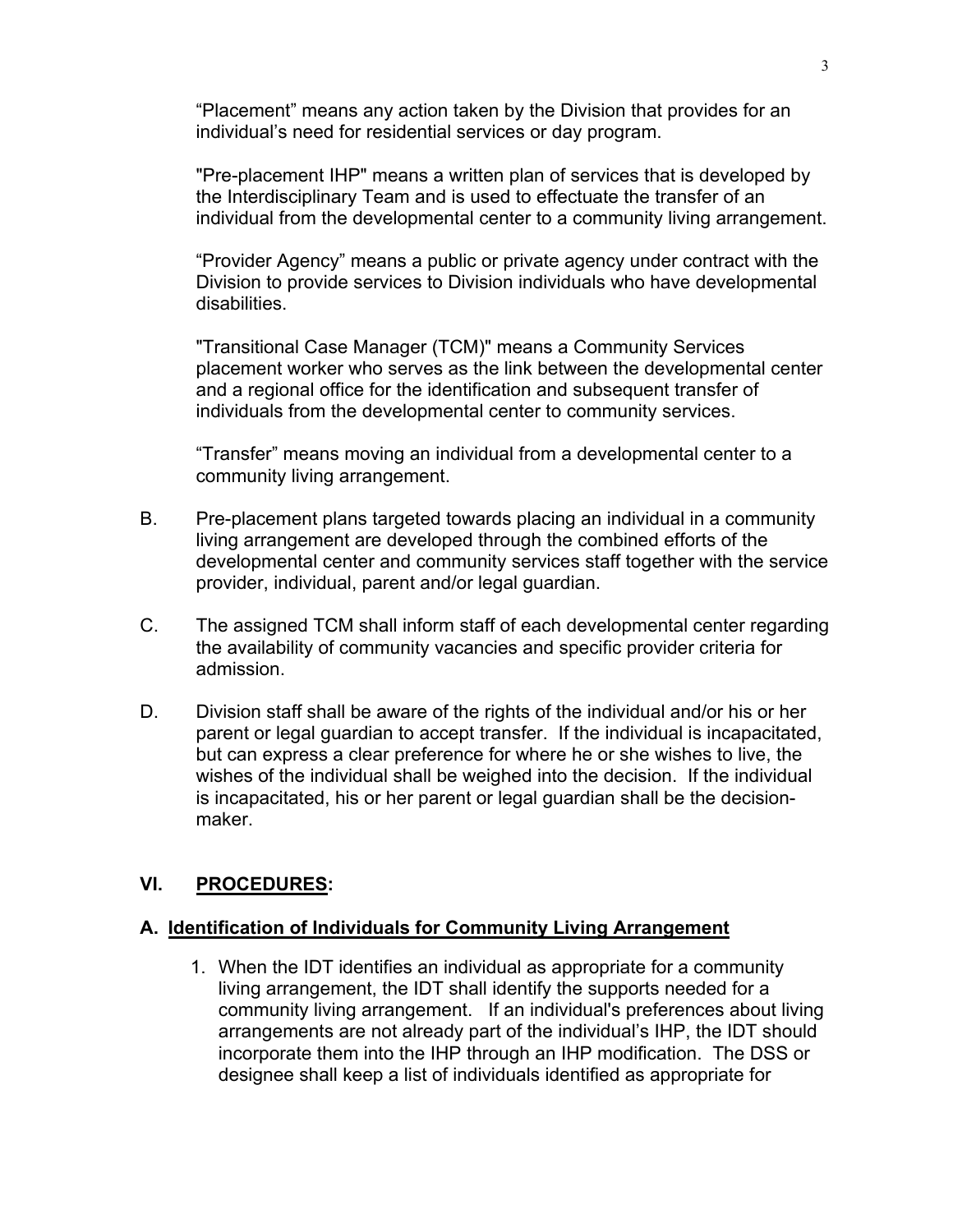"Placement" means any action taken by the Division that provides for an individual's need for residential services or day program.

"Pre-placement IHP" means a written plan of services that is developed by the Interdisciplinary Team and is used to effectuate the transfer of an individual from the developmental center to a community living arrangement.

"Provider Agency" means a public or private agency under contract with the Division to provide services to Division individuals who have developmental disabilities.

"Transitional Case Manager (TCM)" means a Community Services placement worker who serves as the link between the developmental center and a regional office for the identification and subsequent transfer of individuals from the developmental center to community services.

"Transfer" means moving an individual from a developmental center to a community living arrangement.

B. Pre-placement plans targeted towards placing an individual in a community living arrangement are developed through the combined efforts of the developmental center and community services staff together with the service provider, individual, parent and/or legal guardian.

C. The assigned TCM shall inform staff of each developmental center regarding the availability of community vacancies and specific provider criteria for admission.

D. Division staff shall be aware of the rights of the individual and/or his or her parent or legal guardian to accept transfer. If the individual is incapacitated, but can express a clear preference for where he or she wishes to live, the wishes of the individual shall be weighed into the decision. If the individual is incapacitated, his or her parent or legal guardian shall be the decision-maker.

## VI. PROCEDURES:

### A. Identification of Individuals for Community Living Arrangement

1. When the IDT identifies an individual as appropriate for a community living arrangement, the IDT shall identify the supports needed for a community living arrangement. If an individual's preferences about living arrangements are not already part of the individual's IHP, the IDT should incorporate them into the IHP through an IHP modification. The DSS or designee shall keep a list of individuals identified as appropriate for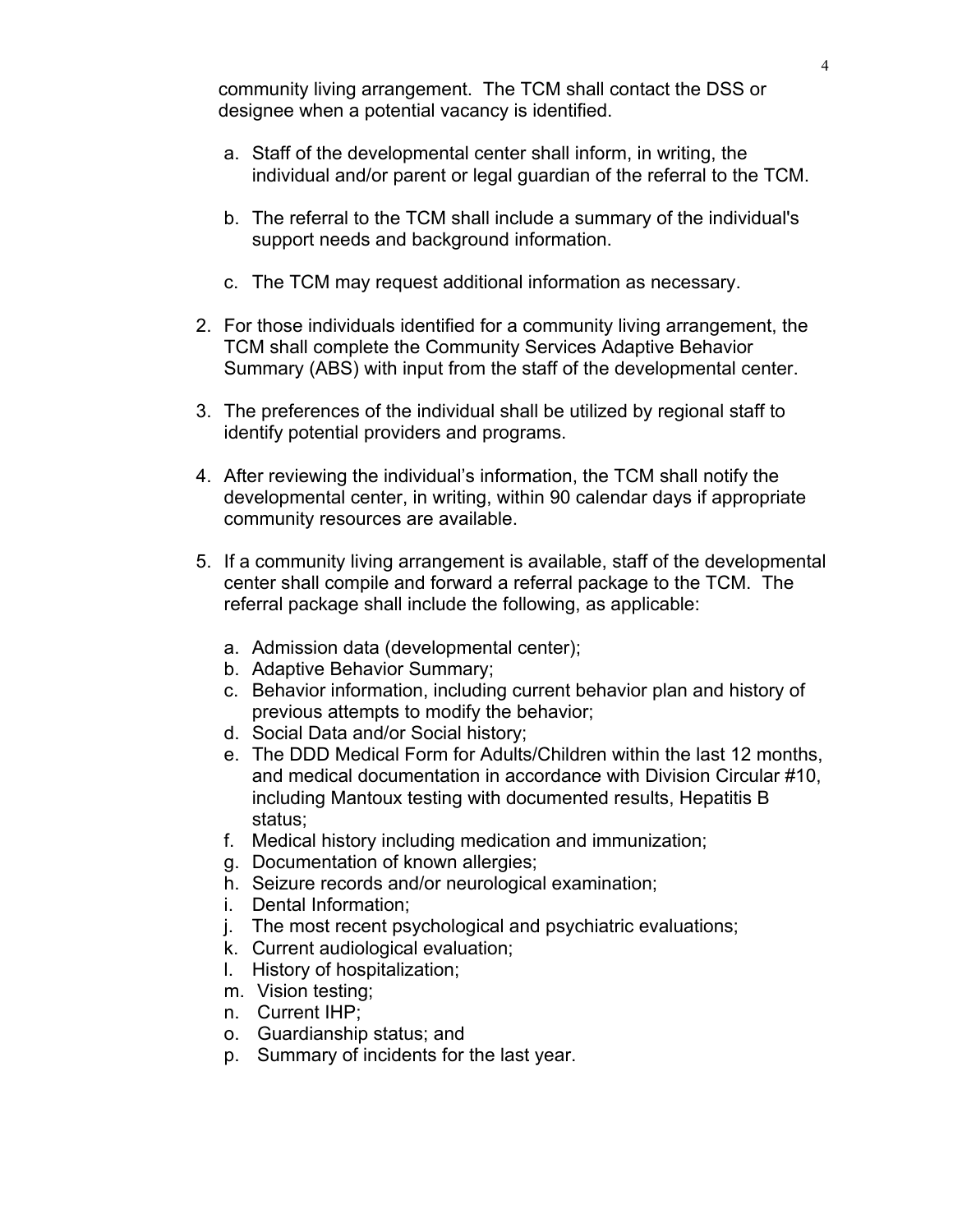community living arrangement. The TCM shall contact the DSS or designee when a potential vacancy is identified.

a. Staff of the developmental center shall inform, in writing, the individual and/or parent or legal guardian of the referral to the TCM.

b. The referral to the TCM shall include a summary of the individual's support needs and background information.

c. The TCM may request additional information as necessary.

2. For those individuals identified for a community living arrangement, the TCM shall complete the Community Services Adaptive Behavior Summary (ABS) with input from the staff of the developmental center.

3. The preferences of the individual shall be utilized by regional staff to identify potential providers and programs.

4. After reviewing the individual's information, the TCM shall notify the developmental center, in writing, within 90 calendar days if appropriate community resources are available.

5. If a community living arrangement is available, staff of the developmental center shall compile and forward a referral package to the TCM. The referral package shall include the following, as applicable:

   a. Admission data (developmental center);
   b. Adaptive Behavior Summary;
   c. Behavior information, including current behavior plan and history of previous attempts to modify the behavior;
   d. Social Data and/or Social history;
   e. The DDD Medical Form for Adults/Children within the last 12 months, and medical documentation in accordance with Division Circular #10, including Mantoux testing with documented results, Hepatitis B status;
   f. Medical history including medication and immunization;
   g. Documentation of known allergies;
   h. Seizure records and/or neurological examination;
   i. Dental Information;
   j. The most recent psychological and psychiatric evaluations;
   k. Current audiological evaluation;
   l. History of hospitalization;
   m. Vision testing;
   n. Current IHP;
   o. Guardianship status; and
   p. Summary of incidents for the last year.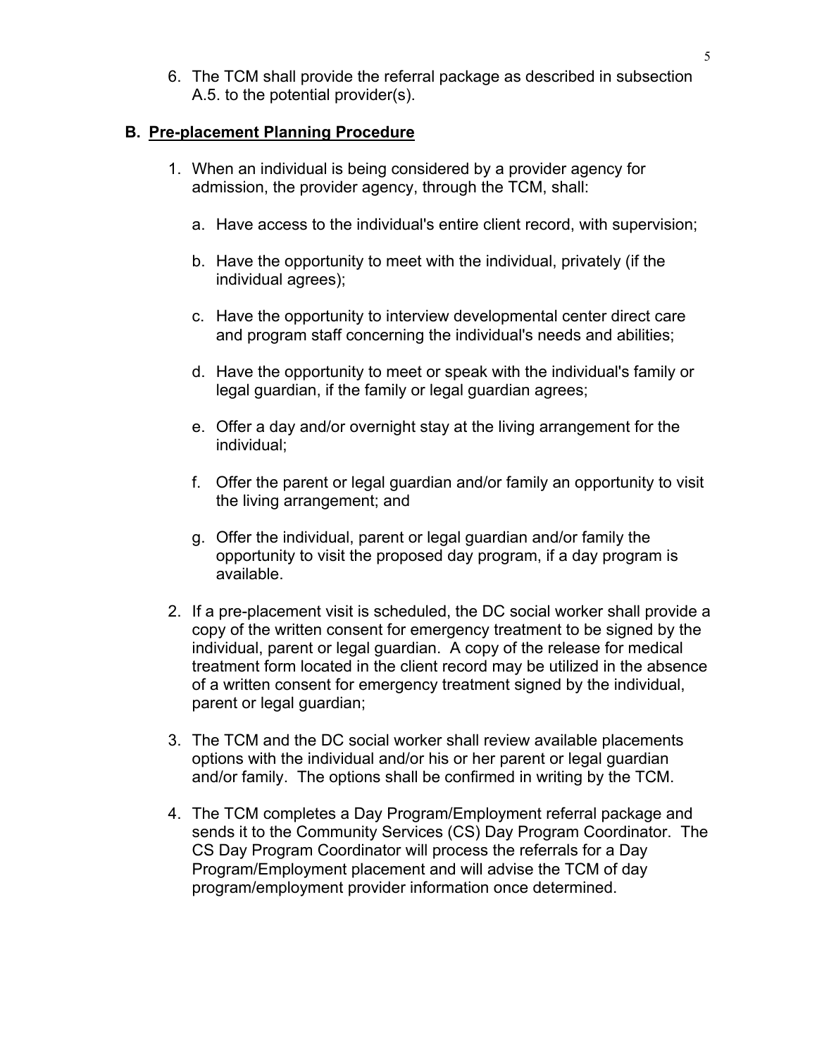6. The TCM shall provide the referral package as described in subsection A.5. to the potential provider(s).

## B. Pre-placement Planning Procedure

1. When an individual is being considered by a provider agency for admission, the provider agency, through the TCM, shall:

   a. Have access to the individual's entire client record, with supervision;

   b. Have the opportunity to meet with the individual, privately (if the individual agrees);

   c. Have the opportunity to interview developmental center direct care and program staff concerning the individual's needs and abilities;

   d. Have the opportunity to meet or speak with the individual's family or legal guardian, if the family or legal guardian agrees;

   e. Offer a day and/or overnight stay at the living arrangement for the individual;

   f. Offer the parent or legal guardian and/or family an opportunity to visit the living arrangement; and

   g. Offer the individual, parent or legal guardian and/or family the opportunity to visit the proposed day program, if a day program is available.

2. If a pre-placement visit is scheduled, the DC social worker shall provide a copy of the written consent for emergency treatment to be signed by the individual, parent or legal guardian. A copy of the release for medical treatment form located in the client record may be utilized in the absence of a written consent for emergency treatment signed by the individual, parent or legal guardian;

3. The TCM and the DC social worker shall review available placements options with the individual and/or his or her parent or legal guardian and/or family. The options shall be confirmed in writing by the TCM.

4. The TCM completes a Day Program/Employment referral package and sends it to the Community Services (CS) Day Program Coordinator. The CS Day Program Coordinator will process the referrals for a Day Program/Employment placement and will advise the TCM of day program/employment provider information once determined.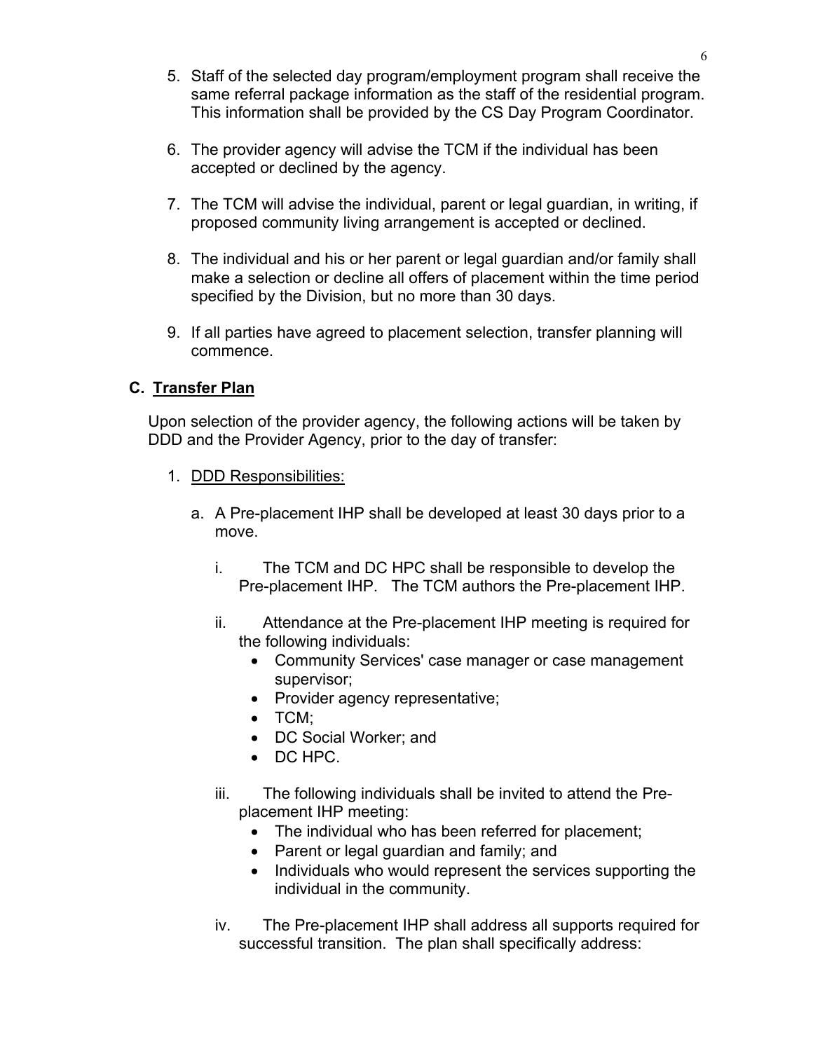5. Staff of the selected day program/employment program shall receive the same referral package information as the staff of the residential program. This information shall be provided by the CS Day Program Coordinator.

6. The provider agency will advise the TCM if the individual has been accepted or declined by the agency.

7. The TCM will advise the individual, parent or legal guardian, in writing, if proposed community living arrangement is accepted or declined.

8. The individual and his or her parent or legal guardian and/or family shall make a selection or decline all offers of placement within the time period specified by the Division, but no more than 30 days.

9. If all parties have agreed to placement selection, transfer planning will commence.

## C. <u>Transfer Plan</u>

Upon selection of the provider agency, the following actions will be taken by DDD and the Provider Agency, prior to the day of transfer:

1. <u>DDD Responsibilities:</u>

   a. A Pre-placement IHP shall be developed at least 30 days prior to a move.

      i. The TCM and DC HPC shall be responsible to develop the Pre-placement IHP. The TCM authors the Pre-placement IHP.

      ii. Attendance at the Pre-placement IHP meeting is required for the following individuals:
         - Community Services' case manager or case management supervisor;
         - Provider agency representative;
         - TCM;
         - DC Social Worker; and
         - DC HPC.

      iii. The following individuals shall be invited to attend the Pre-placement IHP meeting:
         - The individual who has been referred for placement;
         - Parent or legal guardian and family; and
         - Individuals who would represent the services supporting the individual in the community.

      iv. The Pre-placement IHP shall address all supports required for successful transition. The plan shall specifically address: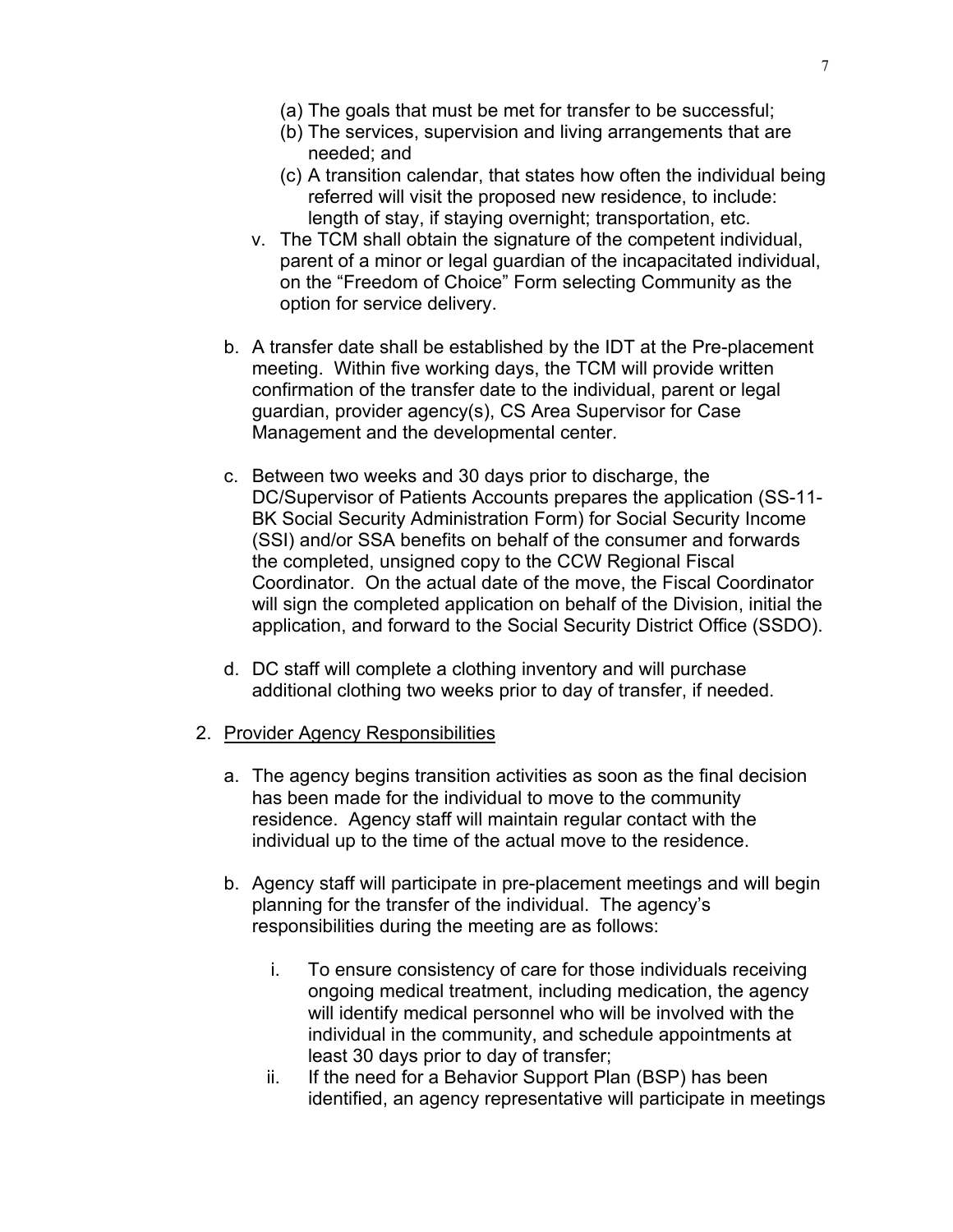(a) The goals that must be met for transfer to be successful;

(b) The services, supervision and living arrangements that are needed; and

(c) A transition calendar, that states how often the individual being referred will visit the proposed new residence, to include: length of stay, if staying overnight; transportation, etc.

v. The TCM shall obtain the signature of the competent individual, parent of a minor or legal guardian of the incapacitated individual, on the "Freedom of Choice" Form selecting Community as the option for service delivery.

b. A transfer date shall be established by the IDT at the Pre-placement meeting. Within five working days, the TCM will provide written confirmation of the transfer date to the individual, parent or legal guardian, provider agency(s), CS Area Supervisor for Case Management and the developmental center.

c. Between two weeks and 30 days prior to discharge, the DC/Supervisor of Patients Accounts prepares the application (SS-11-BK Social Security Administration Form) for Social Security Income (SSI) and/or SSA benefits on behalf of the consumer and forwards the completed, unsigned copy to the CCW Regional Fiscal Coordinator. On the actual date of the move, the Fiscal Coordinator will sign the completed application on behalf of the Division, initial the application, and forward to the Social Security District Office (SSDO).

d. DC staff will complete a clothing inventory and will purchase additional clothing two weeks prior to day of transfer, if needed.

2. Provider Agency Responsibilities

a. The agency begins transition activities as soon as the final decision has been made for the individual to move to the community residence. Agency staff will maintain regular contact with the individual up to the time of the actual move to the residence.

b. Agency staff will participate in pre-placement meetings and will begin planning for the transfer of the individual. The agency's responsibilities during the meeting are as follows:

i. To ensure consistency of care for those individuals receiving ongoing medical treatment, including medication, the agency will identify medical personnel who will be involved with the individual in the community, and schedule appointments at least 30 days prior to day of transfer;

ii. If the need for a Behavior Support Plan (BSP) has been identified, an agency representative will participate in meetings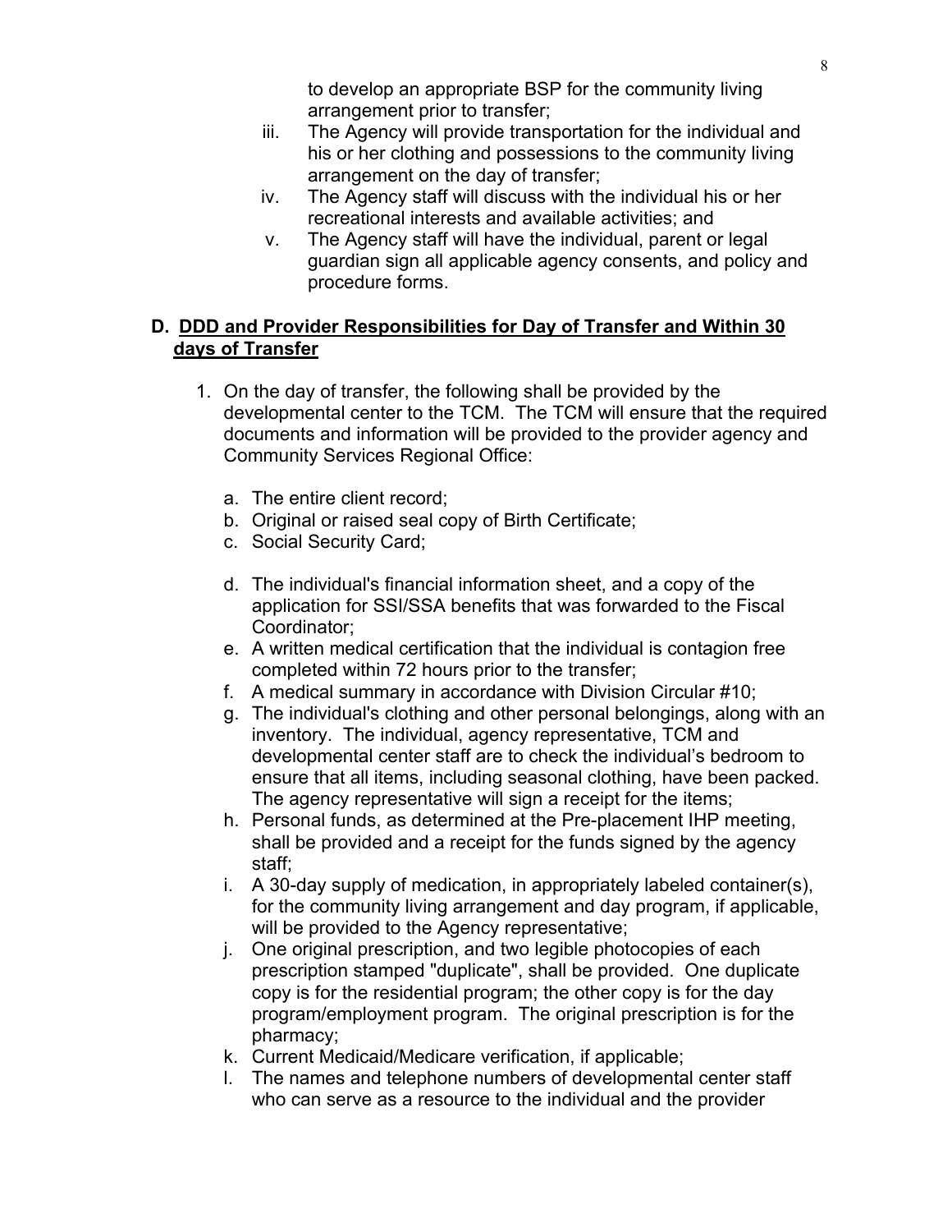to develop an appropriate BSP for the community living arrangement prior to transfer;

iii. The Agency will provide transportation for the individual and his or her clothing and possessions to the community living arrangement on the day of transfer;

iv. The Agency staff will discuss with the individual his or her recreational interests and available activities; and

v. The Agency staff will have the individual, parent or legal guardian sign all applicable agency consents, and policy and procedure forms.

## D. <u>DDD and Provider Responsibilities for Day of Transfer and Within 30 days of Transfer</u>

1. On the day of transfer, the following shall be provided by the developmental center to the TCM. The TCM will ensure that the required documents and information will be provided to the provider agency and Community Services Regional Office:

   a. The entire client record;
   b. Original or raised seal copy of Birth Certificate;
   c. Social Security Card;
   d. The individual's financial information sheet, and a copy of the application for SSI/SSA benefits that was forwarded to the Fiscal Coordinator;
   e. A written medical certification that the individual is contagion free completed within 72 hours prior to the transfer;
   f. A medical summary in accordance with Division Circular #10;
   g. The individual's clothing and other personal belongings, along with an inventory. The individual, agency representative, TCM and developmental center staff are to check the individual's bedroom to ensure that all items, including seasonal clothing, have been packed. The agency representative will sign a receipt for the items;
   h. Personal funds, as determined at the Pre-placement IHP meeting, shall be provided and a receipt for the funds signed by the agency staff;
   i. A 30-day supply of medication, in appropriately labeled container(s), for the community living arrangement and day program, if applicable, will be provided to the Agency representative;
   j. One original prescription, and two legible photocopies of each prescription stamped "duplicate", shall be provided. One duplicate copy is for the residential program; the other copy is for the day program/employment program. The original prescription is for the pharmacy;
   k. Current Medicaid/Medicare verification, if applicable;
   l. The names and telephone numbers of developmental center staff who can serve as a resource to the individual and the provider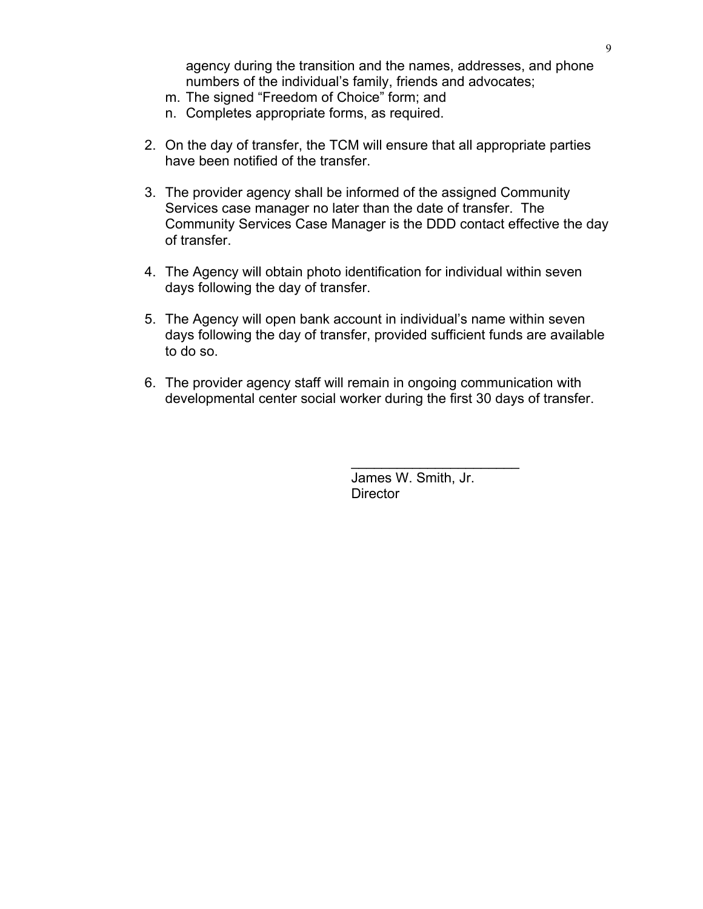agency during the transition and the names, addresses, and phone numbers of the individual's family, friends and advocates;

m. The signed "Freedom of Choice" form; and
n. Completes appropriate forms, as required.

2. On the day of transfer, the TCM will ensure that all appropriate parties have been notified of the transfer.

3. The provider agency shall be informed of the assigned Community Services case manager no later than the date of transfer. The Community Services Case Manager is the DDD contact effective the day of transfer.

4. The Agency will obtain photo identification for individual within seven days following the day of transfer.

5. The Agency will open bank account in individual's name within seven days following the day of transfer, provided sufficient funds are available to do so.

6. The provider agency staff will remain in ongoing communication with developmental center social worker during the first 30 days of transfer.

______________________
James W. Smith, Jr.
Director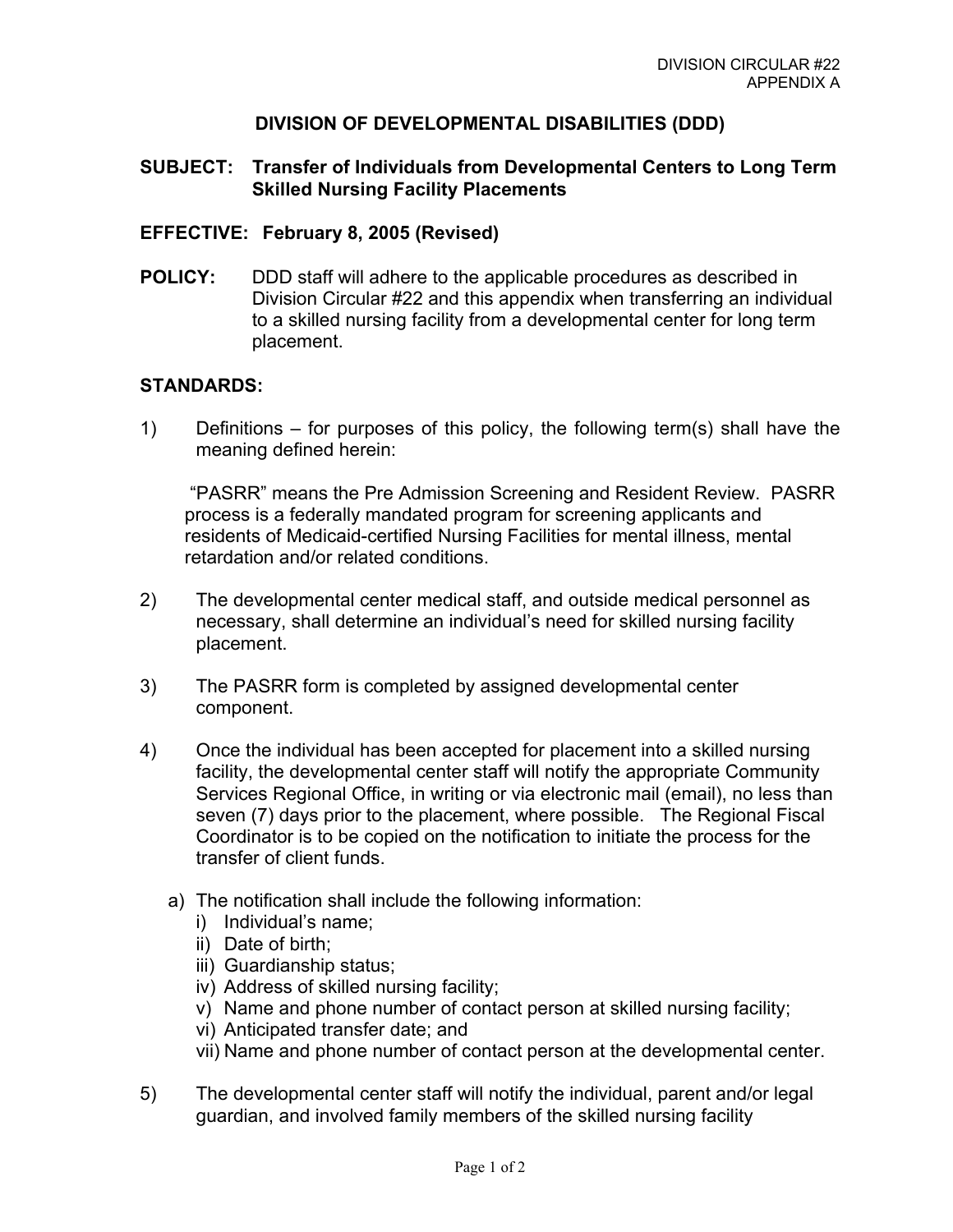DIVISION CIRCULAR #22
APPENDIX A

# DIVISION OF DEVELOPMENTAL DISABILITIES (DDD)

**SUBJECT: Transfer of Individuals from Developmental Centers to Long Term Skilled Nursing Facility Placements**

**EFFECTIVE: February 8, 2005 (Revised)**

**POLICY:** DDD staff will adhere to the applicable procedures as described in Division Circular #22 and this appendix when transferring an individual to a skilled nursing facility from a developmental center for long term placement.

**STANDARDS:**

1) Definitions – for purposes of this policy, the following term(s) shall have the meaning defined herein:

   "PASRR" means the Pre Admission Screening and Resident Review. PASRR process is a federally mandated program for screening applicants and residents of Medicaid-certified Nursing Facilities for mental illness, mental retardation and/or related conditions.

2) The developmental center medical staff, and outside medical personnel as necessary, shall determine an individual's need for skilled nursing facility placement.

3) The PASRR form is completed by assigned developmental center component.

4) Once the individual has been accepted for placement into a skilled nursing facility, the developmental center staff will notify the appropriate Community Services Regional Office, in writing or via electronic mail (email), no less than seven (7) days prior to the placement, where possible. The Regional Fiscal Coordinator is to be copied on the notification to initiate the process for the transfer of client funds.

   a) The notification shall include the following information:
      i) Individual's name;
      ii) Date of birth;
      iii) Guardianship status;
      iv) Address of skilled nursing facility;
      v) Name and phone number of contact person at skilled nursing facility;
      vi) Anticipated transfer date; and
      vii) Name and phone number of contact person at the developmental center.

5) The developmental center staff will notify the individual, parent and/or legal guardian, and involved family members of the skilled nursing facility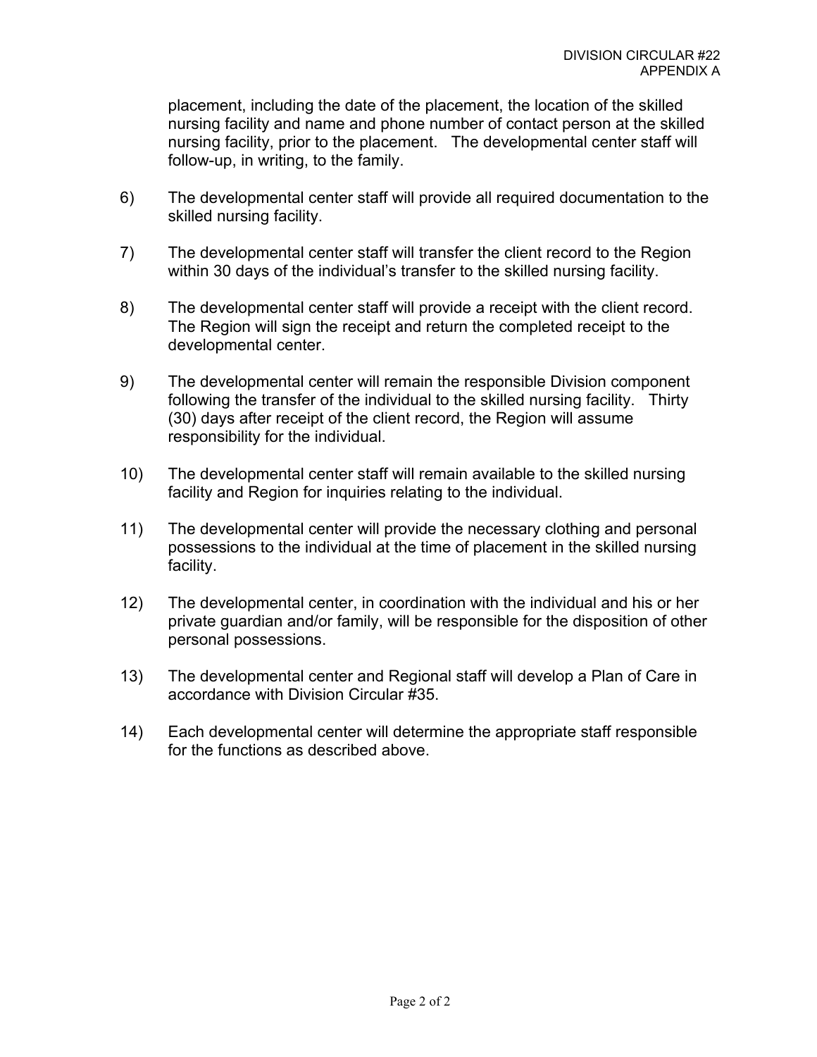placement, including the date of the placement, the location of the skilled nursing facility and name and phone number of contact person at the skilled nursing facility, prior to the placement. The developmental center staff will follow-up, in writing, to the family.

6) The developmental center staff will provide all required documentation to the skilled nursing facility.

7) The developmental center staff will transfer the client record to the Region within 30 days of the individual's transfer to the skilled nursing facility.

8) The developmental center staff will provide a receipt with the client record. The Region will sign the receipt and return the completed receipt to the developmental center.

9) The developmental center will remain the responsible Division component following the transfer of the individual to the skilled nursing facility. Thirty (30) days after receipt of the client record, the Region will assume responsibility for the individual.

10) The developmental center staff will remain available to the skilled nursing facility and Region for inquiries relating to the individual.

11) The developmental center will provide the necessary clothing and personal possessions to the individual at the time of placement in the skilled nursing facility.

12) The developmental center, in coordination with the individual and his or her private guardian and/or family, will be responsible for the disposition of other personal possessions.

13) The developmental center and Regional staff will develop a Plan of Care in accordance with Division Circular #35.

14) Each developmental center will determine the appropriate staff responsible for the functions as described above.